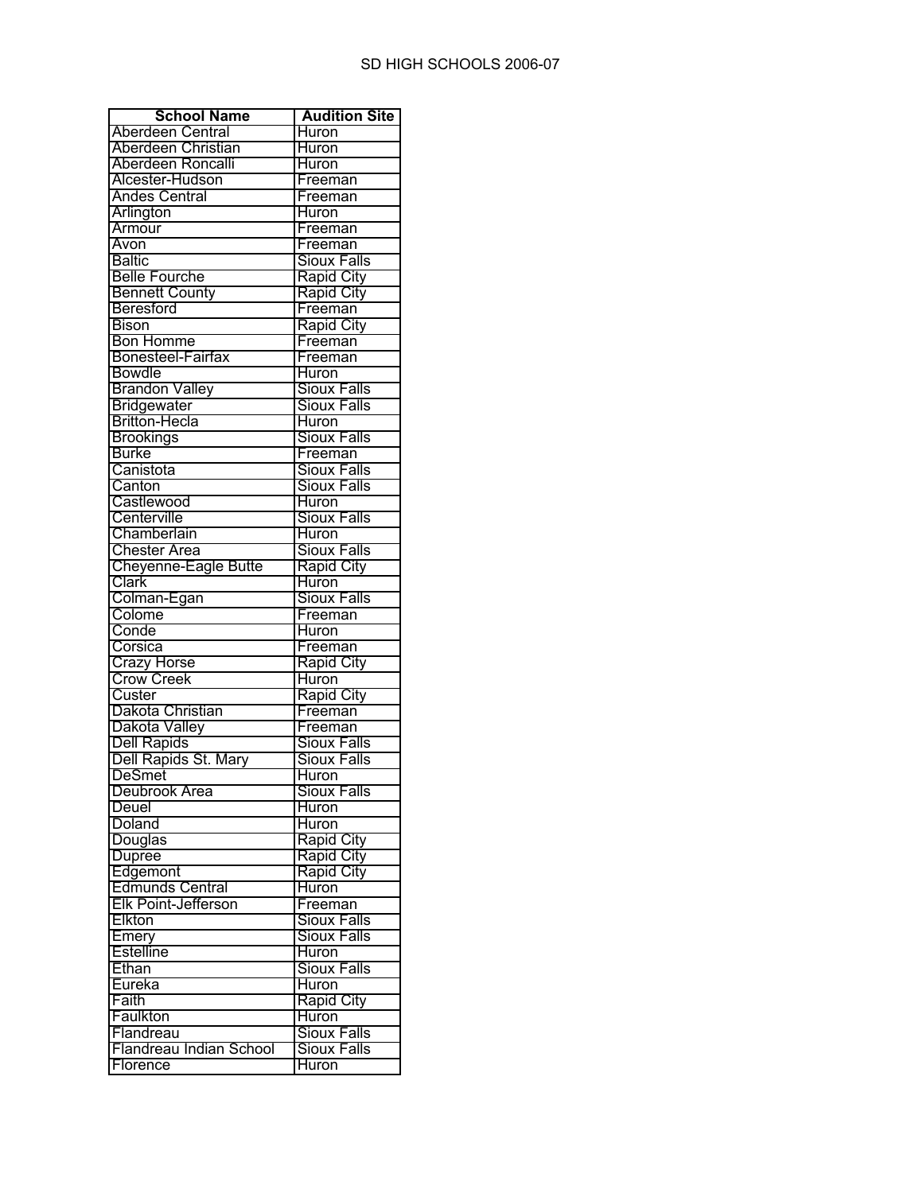# SD HIGH SCHOOLS 2006-07

| School Name | Audition Site |
| --- | --- |
| Aberdeen Central | Huron |
| Aberdeen Christian | Huron |
| Aberdeen Roncalli | Huron |
| Alcester-Hudson | Freeman |
| Andes Central | Freeman |
| Arlington | Huron |
| Armour | Freeman |
| Avon | Freeman |
| Baltic | Sioux Falls |
| Belle Fourche | Rapid City |
| Bennett County | Rapid City |
| Beresford | Freeman |
| Bison | Rapid City |
| Bon Homme | Freeman |
| Bonesteel-Fairfax | Freeman |
| Bowdle | Huron |
| Brandon Valley | Sioux Falls |
| Bridgewater | Sioux Falls |
| Britton-Hecla | Huron |
| Brookings | Sioux Falls |
| Burke | Freeman |
| Canistota | Sioux Falls |
| Canton | Sioux Falls |
| Castlewood | Huron |
| Centerville | Sioux Falls |
| Chamberlain | Huron |
| Chester Area | Sioux Falls |
| Cheyenne-Eagle Butte | Rapid City |
| Clark | Huron |
| Colman-Egan | Sioux Falls |
| Colome | Freeman |
| Conde | Huron |
| Corsica | Freeman |
| Crazy Horse | Rapid City |
| Crow Creek | Huron |
| Custer | Rapid City |
| Dakota Christian | Freeman |
| Dakota Valley | Freeman |
| Dell Rapids | Sioux Falls |
| Dell Rapids St. Mary | Sioux Falls |
| DeSmet | Huron |
| Deubrook Area | Sioux Falls |
| Deuel | Huron |
| Doland | Huron |
| Douglas | Rapid City |
| Dupree | Rapid City |
| Edgemont | Rapid City |
| Edmunds Central | Huron |
| Elk Point-Jefferson | Freeman |
| Elkton | Sioux Falls |
| Emery | Sioux Falls |
| Estelline | Huron |
| Ethan | Sioux Falls |
| Eureka | Huron |
| Faith | Rapid City |
| Faulkton | Huron |
| Flandreau | Sioux Falls |
| Flandreau Indian School | Sioux Falls |
| Florence | Huron |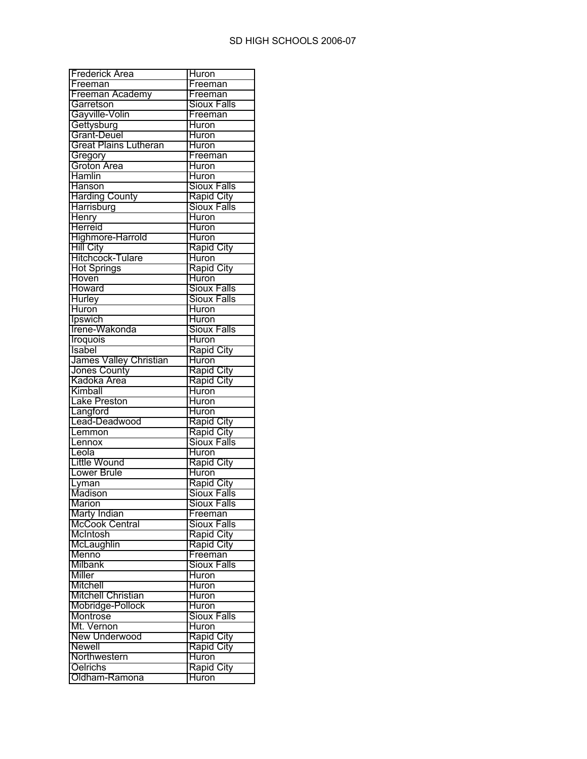| Frederick Area | Huron |
|---|---|
| Freeman | Freeman |
| Freeman Academy | Freeman |
| Garretson | Sioux Falls |
| Gayville-Volin | Freeman |
| Gettysburg | Huron |
| Grant-Deuel | Huron |
| Great Plains Lutheran | Huron |
| Gregory | Freeman |
| Groton Area | Huron |
| Hamlin | Huron |
| Hanson | Sioux Falls |
| Harding County | Rapid City |
| Harrisburg | Sioux Falls |
| Henry | Huron |
| Herreid | Huron |
| Highmore-Harrold | Huron |
| Hill City | Rapid City |
| Hitchcock-Tulare | Huron |
| Hot Springs | Rapid City |
| Hoven | Huron |
| Howard | Sioux Falls |
| Hurley | Sioux Falls |
| Huron | Huron |
| Ipswich | Huron |
| Irene-Wakonda | Sioux Falls |
| Iroquois | Huron |
| Isabel | Rapid City |
| James Valley Christian | Huron |
| Jones County | Rapid City |
| Kadoka Area | Rapid City |
| Kimball | Huron |
| Lake Preston | Huron |
| Langford | Huron |
| Lead-Deadwood | Rapid City |
| Lemmon | Rapid City |
| Lennox | Sioux Falls |
| Leola | Huron |
| Little Wound | Rapid City |
| Lower Brule | Huron |
| Lyman | Rapid City |
| Madison | Sioux Falls |
| Marion | Sioux Falls |
| Marty Indian | Freeman |
| McCook Central | Sioux Falls |
| McIntosh | Rapid City |
| McLaughlin | Rapid City |
| Menno | Freeman |
| Milbank | Sioux Falls |
| Miller | Huron |
| Mitchell | Huron |
| Mitchell Christian | Huron |
| Mobridge-Pollock | Huron |
| Montrose | Sioux Falls |
| Mt. Vernon | Huron |
| New Underwood | Rapid City |
| Newell | Rapid City |
| Northwestern | Huron |
| Oelrichs | Rapid City |
| Oldham-Ramona | Huron |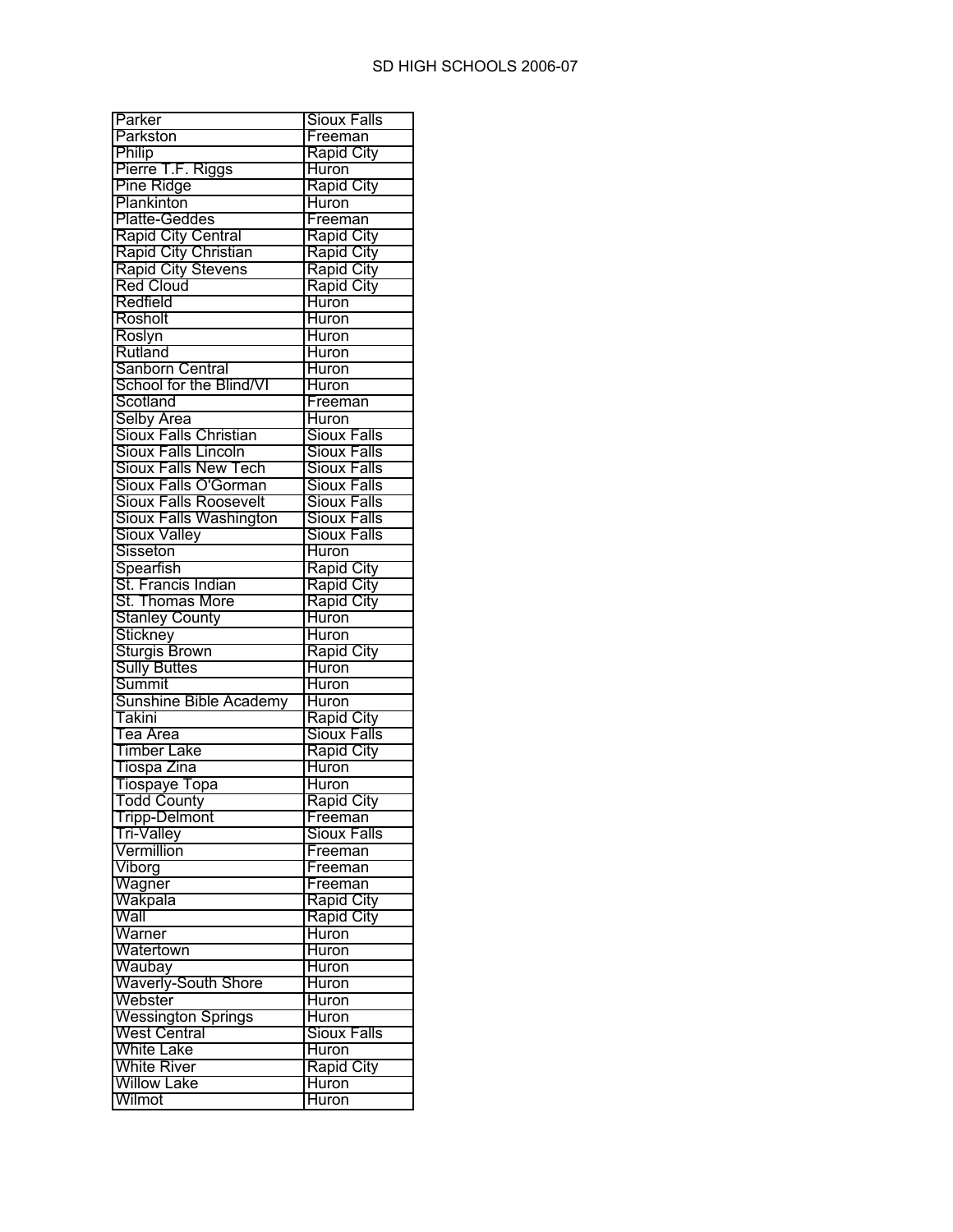| Parker | Sioux Falls |
|---|---|
| Parkston | Freeman |
| Philip | Rapid City |
| Pierre T.F. Riggs | Huron |
| Pine Ridge | Rapid City |
| Plankinton | Huron |
| Platte-Geddes | Freeman |
| Rapid City Central | Rapid City |
| Rapid City Christian | Rapid City |
| Rapid City Stevens | Rapid City |
| Red Cloud | Rapid City |
| Redfield | Huron |
| Rosholt | Huron |
| Roslyn | Huron |
| Rutland | Huron |
| Sanborn Central | Huron |
| School for the Blind/VI | Huron |
| Scotland | Freeman |
| Selby Area | Huron |
| Sioux Falls Christian | Sioux Falls |
| Sioux Falls Lincoln | Sioux Falls |
| Sioux Falls New Tech | Sioux Falls |
| Sioux Falls O'Gorman | Sioux Falls |
| Sioux Falls Roosevelt | Sioux Falls |
| Sioux Falls Washington | Sioux Falls |
| Sioux Valley | Sioux Falls |
| Sisseton | Huron |
| Spearfish | Rapid City |
| St. Francis Indian | Rapid City |
| St. Thomas More | Rapid City |
| Stanley County | Huron |
| Stickney | Huron |
| Sturgis Brown | Rapid City |
| Sully Buttes | Huron |
| Summit | Huron |
| Sunshine Bible Academy | Huron |
| Takini | Rapid City |
| Tea Area | Sioux Falls |
| Timber Lake | Rapid City |
| Tiospa Zina | Huron |
| Tiospaye Topa | Huron |
| Todd County | Rapid City |
| Tripp-Delmont | Freeman |
| Tri-Valley | Sioux Falls |
| Vermillion | Freeman |
| Viborg | Freeman |
| Wagner | Freeman |
| Wakpala | Rapid City |
| Wall | Rapid City |
| Warner | Huron |
| Watertown | Huron |
| Waubay | Huron |
| Waverly-South Shore | Huron |
| Webster | Huron |
| Wessington Springs | Huron |
| West Central | Sioux Falls |
| White Lake | Huron |
| White River | Rapid City |
| Willow Lake | Huron |
| Wilmot | Huron |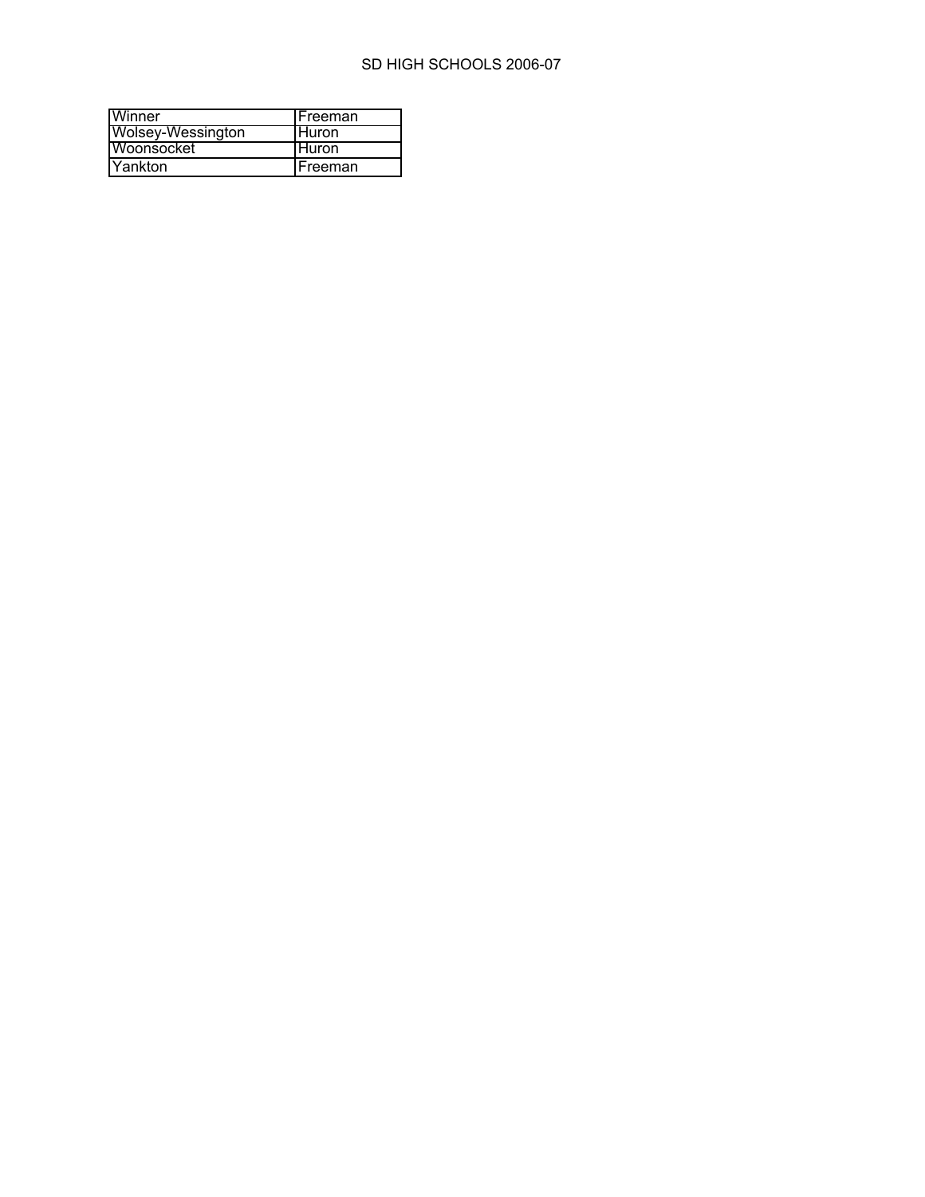| | |
|---|---|
| Winner | Freeman |
| Wolsey-Wessington | Huron |
| Woonsocket | Huron |
| Yankton | Freeman |